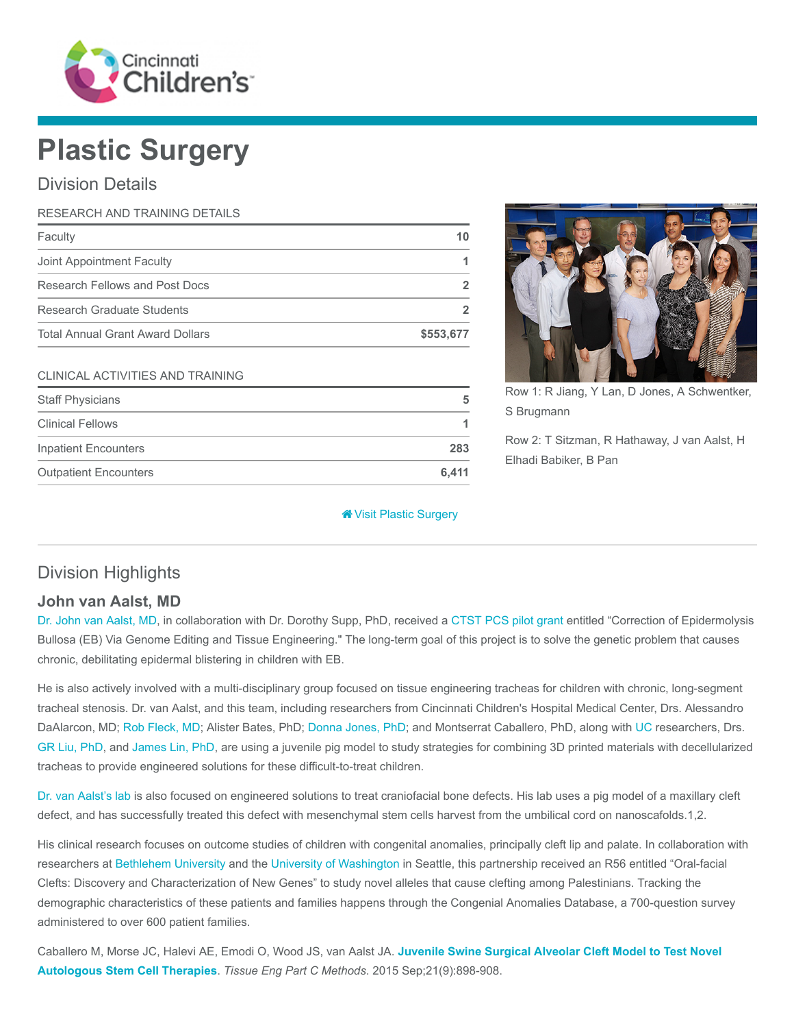# Plastic Surgery

## Division Details

| RESEARCH AND TRAINING DETAILS | |
|---|---|
| Faculty | 10 |
| Joint Appointment Faculty | 1 |
| Research Fellows and Post Docs | 2 |
| Research Graduate Students | 2 |
| Total Annual Grant Award Dollars | $553,677 |

| CLINICAL ACTIVITIES AND TRAINING | |
|---|---|
| Staff Physicians | 5 |
| Clinical Fellows | 1 |
| Inpatient Encounters | 283 |
| Outpatient Encounters | 6,411 |

Row 1: R Jiang, Y Lan, D Jones, A Schwentker, S Brugmann

Row 2: T Sitzman, R Hathaway, J van Aalst, H Elhadi Babiker, B Pan

Visit Plastic Surgery

## Division Highlights

### John van Aalst, MD

Dr. John van Aalst, MD, in collaboration with Dr. Dorothy Supp, PhD, received a CTST PCS pilot grant entitled "Correction of Epidermolysis Bullosa (EB) Via Genome Editing and Tissue Engineering." The long-term goal of this project is to solve the genetic problem that causes chronic, debilitating epidermal blistering in children with EB.

He is also actively involved with a multi-disciplinary group focused on tissue engineering tracheas for children with chronic, long-segment tracheal stenosis. Dr. van Aalst, and this team, including researchers from Cincinnati Children's Hospital Medical Center, Drs. Alessandro DaAlarcon, MD; Rob Fleck, MD; Alister Bates, PhD; Donna Jones, PhD; and Montserrat Caballero, PhD, along with UC researchers, Drs. GR Liu, PhD, and James Lin, PhD, are using a juvenile pig model to study strategies for combining 3D printed materials with decellularized tracheas to provide engineered solutions for these difficult-to-treat children.

Dr. van Aalst's lab is also focused on engineered solutions to treat craniofacial bone defects. His lab uses a pig model of a maxillary cleft defect, and has successfully treated this defect with mesenchymal stem cells harvest from the umbilical cord on nanoscafolds.1,2.

His clinical research focuses on outcome studies of children with congenital anomalies, principally cleft lip and palate. In collaboration with researchers at Bethlehem University and the University of Washington in Seattle, this partnership received an R56 entitled "Oral-facial Clefts: Discovery and Characterization of New Genes" to study novel alleles that cause clefting among Palestinians. Tracking the demographic characteristics of these patients and families happens through the Congenial Anomalies Database, a 700-question survey administered to over 600 patient families.

Caballero M, Morse JC, Halevi AE, Emodi O, Wood JS, van Aalst JA. **Juvenile Swine Surgical Alveolar Cleft Model to Test Novel Autologous Stem Cell Therapies**. *Tissue Eng Part C Methods*. 2015 Sep;21(9):898-908.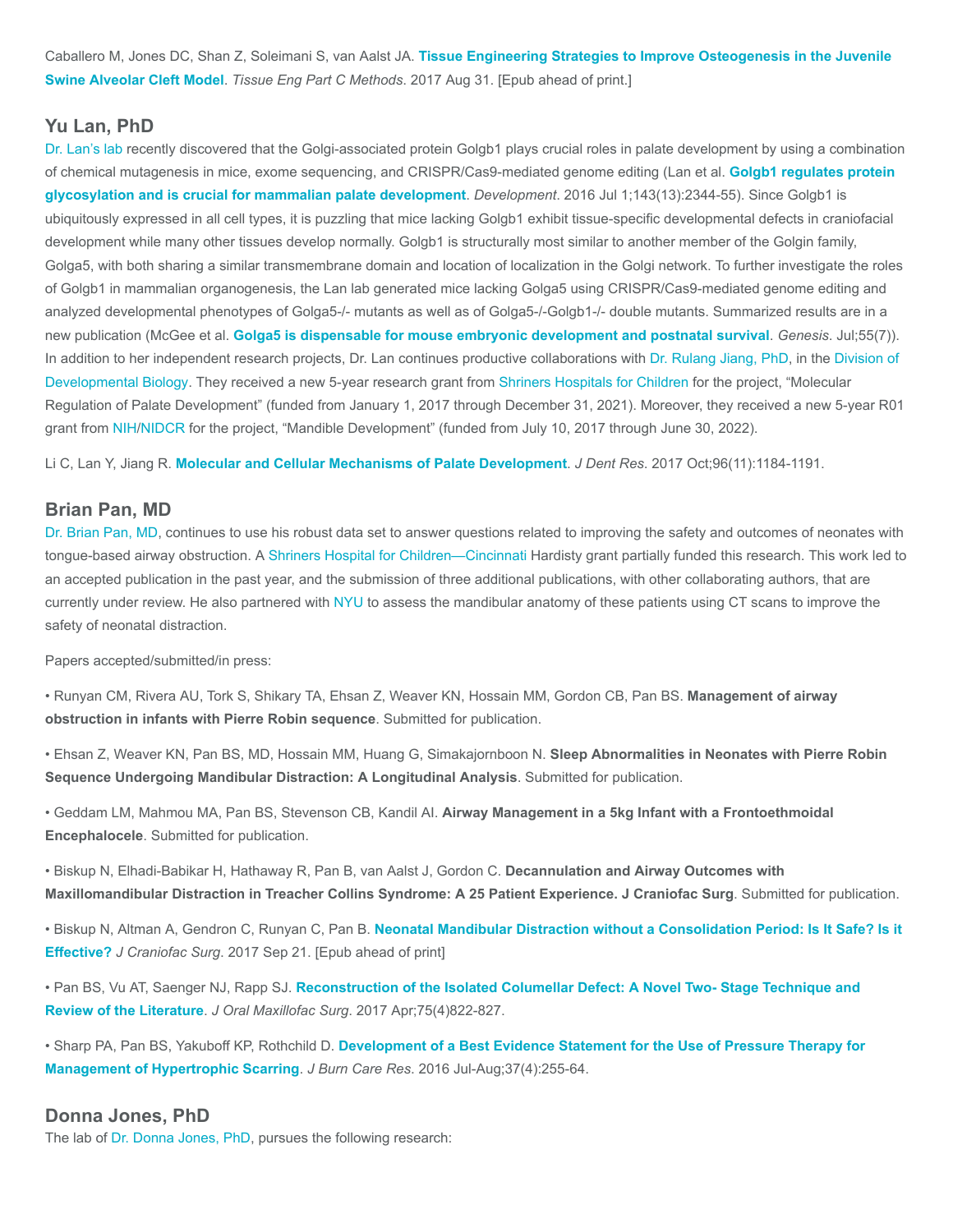Caballero M, Jones DC, Shan Z, Soleimani S, van Aalst JA. **Tissue Engineering Strategies to Improve Osteogenesis in the Juvenile Swine Alveolar Cleft Model**. *Tissue Eng Part C Methods*. 2017 Aug 31. [Epub ahead of print.]

## Yu Lan, PhD

Dr. Lan's lab recently discovered that the Golgi-associated protein Golgb1 plays crucial roles in palate development by using a combination of chemical mutagenesis in mice, exome sequencing, and CRISPR/Cas9-mediated genome editing (Lan et al. **Golgb1 regulates protein glycosylation and is crucial for mammalian palate development**. *Development*. 2016 Jul 1;143(13):2344-55). Since Golgb1 is ubiquitously expressed in all cell types, it is puzzling that mice lacking Golgb1 exhibit tissue-specific developmental defects in craniofacial development while many other tissues develop normally. Golgb1 is structurally most similar to another member of the Golgin family, Golga5, with both sharing a similar transmembrane domain and location of localization in the Golgi network. To further investigate the roles of Golgb1 in mammalian organogenesis, the Lan lab generated mice lacking Golga5 using CRISPR/Cas9-mediated genome editing and analyzed developmental phenotypes of Golga5-/- mutants as well as of Golga5-/-Golgb1-/- double mutants. Summarized results are in a new publication (McGee et al. **Golga5 is dispensable for mouse embryonic development and postnatal survival**. *Genesis*. Jul;55(7)). In addition to her independent research projects, Dr. Lan continues productive collaborations with Dr. Rulang Jiang, PhD, in the Division of Developmental Biology. They received a new 5-year research grant from Shriners Hospitals for Children for the project, "Molecular Regulation of Palate Development" (funded from January 1, 2017 through December 31, 2021). Moreover, they received a new 5-year R01 grant from NIH/NIDCR for the project, "Mandible Development" (funded from July 10, 2017 through June 30, 2022).

Li C, Lan Y, Jiang R. **Molecular and Cellular Mechanisms of Palate Development**. *J Dent Res*. 2017 Oct;96(11):1184-1191.

## Brian Pan, MD

Dr. Brian Pan, MD, continues to use his robust data set to answer questions related to improving the safety and outcomes of neonates with tongue-based airway obstruction. A Shriners Hospital for Children—Cincinnati Hardisty grant partially funded this research. This work led to an accepted publication in the past year, and the submission of three additional publications, with other collaborating authors, that are currently under review. He also partnered with NYU to assess the mandibular anatomy of these patients using CT scans to improve the safety of neonatal distraction.

Papers accepted/submitted/in press:

- Runyan CM, Rivera AU, Tork S, Shikary TA, Ehsan Z, Weaver KN, Hossain MM, Gordon CB, Pan BS. **Management of airway obstruction in infants with Pierre Robin sequence**. Submitted for publication.
- Ehsan Z, Weaver KN, Pan BS, MD, Hossain MM, Huang G, Simakajornboon N. **Sleep Abnormalities in Neonates with Pierre Robin Sequence Undergoing Mandibular Distraction: A Longitudinal Analysis**. Submitted for publication.
- Geddam LM, Mahmou MA, Pan BS, Stevenson CB, Kandil AI. **Airway Management in a 5kg Infant with a Frontoethmoidal Encephalocele**. Submitted for publication.
- Biskup N, Elhadi-Babikar H, Hathaway R, Pan B, van Aalst J, Gordon C. **Decannulation and Airway Outcomes with Maxillomandibular Distraction in Treacher Collins Syndrome: A 25 Patient Experience. J Craniofac Surg**. Submitted for publication.
- Biskup N, Altman A, Gendron C, Runyan C, Pan B. **Neonatal Mandibular Distraction without a Consolidation Period: Is It Safe? Is it Effective?** *J Craniofac Surg*. 2017 Sep 21. [Epub ahead of print]
- Pan BS, Vu AT, Saenger NJ, Rapp SJ. **Reconstruction of the Isolated Columellar Defect: A Novel Two- Stage Technique and Review of the Literature**. *J Oral Maxillofac Surg*. 2017 Apr;75(4)822-827.
- Sharp PA, Pan BS, Yakuboff KP, Rothchild D. **Development of a Best Evidence Statement for the Use of Pressure Therapy for Management of Hypertrophic Scarring**. *J Burn Care Res*. 2016 Jul-Aug;37(4):255-64.

## Donna Jones, PhD

The lab of Dr. Donna Jones, PhD, pursues the following research: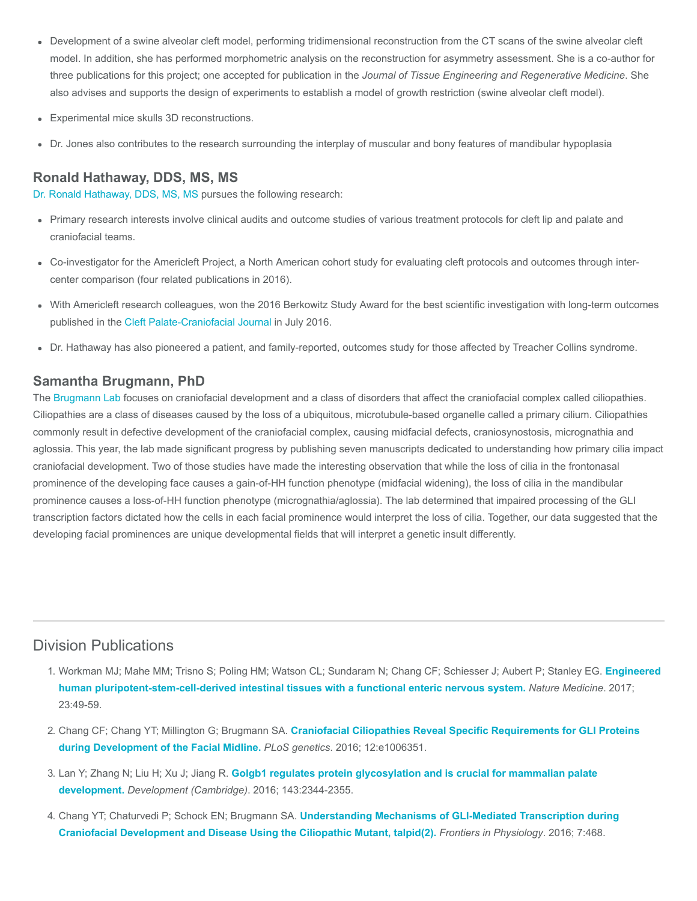- Development of a swine alveolar cleft model, performing tridimensional reconstruction from the CT scans of the swine alveolar cleft model. In addition, she has performed morphometric analysis on the reconstruction for asymmetry assessment. She is a co-author for three publications for this project; one accepted for publication in the *Journal of Tissue Engineering and Regenerative Medicine*. She also advises and supports the design of experiments to establish a model of growth restriction (swine alveolar cleft model).
- Experimental mice skulls 3D reconstructions.
- Dr. Jones also contributes to the research surrounding the interplay of muscular and bony features of mandibular hypoplasia

## Ronald Hathaway, DDS, MS, MS

Dr. Ronald Hathaway, DDS, MS, MS pursues the following research:

- Primary research interests involve clinical audits and outcome studies of various treatment protocols for cleft lip and palate and craniofacial teams.
- Co-investigator for the Americleft Project, a North American cohort study for evaluating cleft protocols and outcomes through inter-center comparison (four related publications in 2016).
- With Americleft research colleagues, won the 2016 Berkowitz Study Award for the best scientific investigation with long-term outcomes published in the Cleft Palate-Craniofacial Journal in July 2016.
- Dr. Hathaway has also pioneered a patient, and family-reported, outcomes study for those affected by Treacher Collins syndrome.

## Samantha Brugmann, PhD

The Brugmann Lab focuses on craniofacial development and a class of disorders that affect the craniofacial complex called ciliopathies. Ciliopathies are a class of diseases caused by the loss of a ubiquitous, microtubule-based organelle called a primary cilium. Ciliopathies commonly result in defective development of the craniofacial complex, causing midfacial defects, craniosynostosis, micrognathia and aglossia. This year, the lab made significant progress by publishing seven manuscripts dedicated to understanding how primary cilia impact craniofacial development. Two of those studies have made the interesting observation that while the loss of cilia in the frontonasal prominence of the developing face causes a gain-of-HH function phenotype (midfacial widening), the loss of cilia in the mandibular prominence causes a loss-of-HH function phenotype (micrognathia/aglossia). The lab determined that impaired processing of the GLI transcription factors dictated how the cells in each facial prominence would interpret the loss of cilia. Together, our data suggested that the developing facial prominences are unique developmental fields that will interpret a genetic insult differently.

---

## Division Publications

1. Workman MJ; Mahe MM; Trisno S; Poling HM; Watson CL; Sundaram N; Chang CF; Schiesser J; Aubert P; Stanley EG. **Engineered human pluripotent-stem-cell-derived intestinal tissues with a functional enteric nervous system.** *Nature Medicine*. 2017; 23:49-59.
2. Chang CF; Chang YT; Millington G; Brugmann SA. **Craniofacial Ciliopathies Reveal Specific Requirements for GLI Proteins during Development of the Facial Midline.** *PLoS genetics*. 2016; 12:e1006351.
3. Lan Y; Zhang N; Liu H; Xu J; Jiang R. **Golgb1 regulates protein glycosylation and is crucial for mammalian palate development.** *Development (Cambridge)*. 2016; 143:2344-2355.
4. Chang YT; Chaturvedi P; Schock EN; Brugmann SA. **Understanding Mechanisms of GLI-Mediated Transcription during Craniofacial Development and Disease Using the Ciliopathic Mutant, talpid(2).** *Frontiers in Physiology*. 2016; 7:468.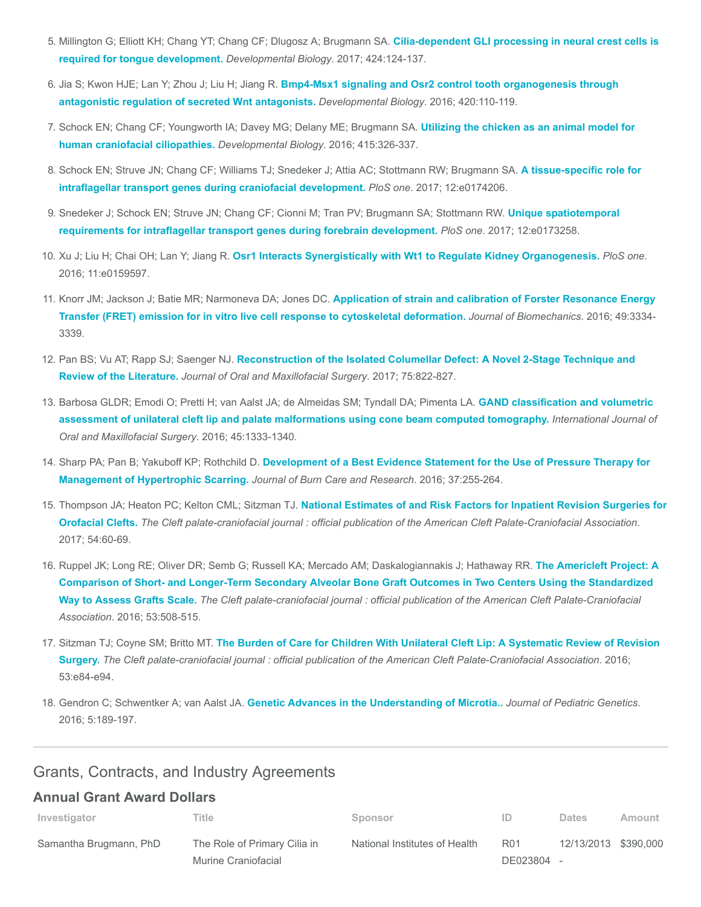5. Millington G; Elliott KH; Chang YT; Chang CF; Dlugosz A; Brugmann SA. **Cilia-dependent GLI processing in neural crest cells is required for tongue development.** *Developmental Biology*. 2017; 424:124-137.

6. Jia S; Kwon HJE; Lan Y; Zhou J; Liu H; Jiang R. **Bmp4-Msx1 signaling and Osr2 control tooth organogenesis through antagonistic regulation of secreted Wnt antagonists.** *Developmental Biology*. 2016; 420:110-119.

7. Schock EN; Chang CF; Youngworth IA; Davey MG; Delany ME; Brugmann SA. **Utilizing the chicken as an animal model for human craniofacial ciliopathies.** *Developmental Biology*. 2016; 415:326-337.

8. Schock EN; Struve JN; Chang CF; Williams TJ; Snedeker J; Attia AC; Stottmann RW; Brugmann SA. **A tissue-specific role for intraflagellar transport genes during craniofacial development.** *PloS one*. 2017; 12:e0174206.

9. Snedeker J; Schock EN; Struve JN; Chang CF; Cionni M; Tran PV; Brugmann SA; Stottmann RW. **Unique spatiotemporal requirements for intraflagellar transport genes during forebrain development.** *PloS one*. 2017; 12:e0173258.

10. Xu J; Liu H; Chai OH; Lan Y; Jiang R. **Osr1 Interacts Synergistically with Wt1 to Regulate Kidney Organogenesis.** *PloS one*. 2016; 11:e0159597.

11. Knorr JM; Jackson J; Batie MR; Narmoneva DA; Jones DC. **Application of strain and calibration of Forster Resonance Energy Transfer (FRET) emission for in vitro live cell response to cytoskeletal deformation.** *Journal of Biomechanics*. 2016; 49:3334-3339.

12. Pan BS; Vu AT; Rapp SJ; Saenger NJ. **Reconstruction of the Isolated Columellar Defect: A Novel 2-Stage Technique and Review of the Literature.** *Journal of Oral and Maxillofacial Surgery*. 2017; 75:822-827.

13. Barbosa GLDR; Emodi O; Pretti H; van Aalst JA; de Almeidas SM; Tyndall DA; Pimenta LA. **GAND classification and volumetric assessment of unilateral cleft lip and palate malformations using cone beam computed tomography.** *International Journal of Oral and Maxillofacial Surgery*. 2016; 45:1333-1340.

14. Sharp PA; Pan B; Yakuboff KP; Rothchild D. **Development of a Best Evidence Statement for the Use of Pressure Therapy for Management of Hypertrophic Scarring.** *Journal of Burn Care and Research*. 2016; 37:255-264.

15. Thompson JA; Heaton PC; Kelton CML; Sitzman TJ. **National Estimates of and Risk Factors for Inpatient Revision Surgeries for Orofacial Clefts.** *The Cleft palate-craniofacial journal : official publication of the American Cleft Palate-Craniofacial Association*. 2017; 54:60-69.

16. Ruppel JK; Long RE; Oliver DR; Semb G; Russell KA; Mercado AM; Daskalogiannakis J; Hathaway RR. **The Americleft Project: A Comparison of Short- and Longer-Term Secondary Alveolar Bone Graft Outcomes in Two Centers Using the Standardized Way to Assess Grafts Scale.** *The Cleft palate-craniofacial journal : official publication of the American Cleft Palate-Craniofacial Association*. 2016; 53:508-515.

17. Sitzman TJ; Coyne SM; Britto MT. **The Burden of Care for Children With Unilateral Cleft Lip: A Systematic Review of Revision Surgery.** *The Cleft palate-craniofacial journal : official publication of the American Cleft Palate-Craniofacial Association*. 2016; 53:e84-e94.

18. Gendron C; Schwentker A; van Aalst JA. **Genetic Advances in the Understanding of Microtia..** *Journal of Pediatric Genetics*. 2016; 5:189-197.

## Grants, Contracts, and Industry Agreements

### Annual Grant Award Dollars

| Investigator | Title | Sponsor | ID | Dates | Amount |
|---|---|---|---|---|---|
| Samantha Brugmann, PhD | The Role of Primary Cilia in Murine Craniofacial | National Institutes of Health | R01 DE023804 | 12/13/2013 - | $390,000 |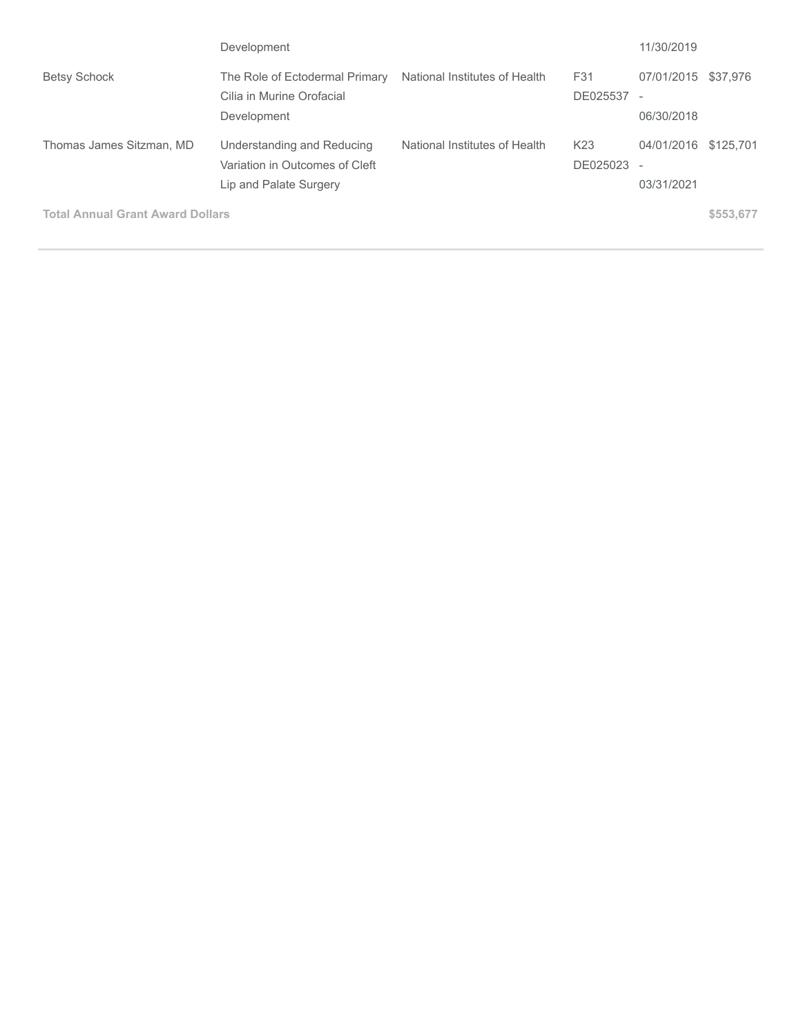| | | | | | |
|---|---|---|---|---|---|
| | Development | | | 11/30/2019 | |
| Betsy Schock | The Role of Ectodermal Primary Cilia in Murine Orofacial Development | National Institutes of Health | F31 DE025537 | 07/01/2015 - 06/30/2018 | $37,976 |
| Thomas James Sitzman, MD | Understanding and Reducing Variation in Outcomes of Cleft Lip and Palate Surgery | National Institutes of Health | K23 DE025023 | 04/01/2016 - 03/31/2021 | $125,701 |
| **Total Annual Grant Award Dollars** | | | | | **$553,677** |